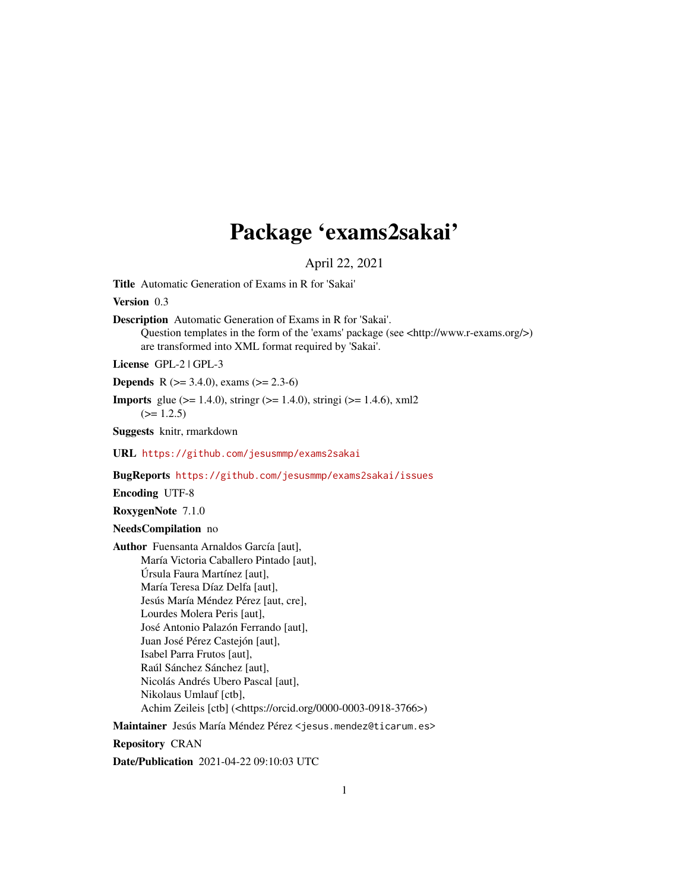# Package 'exams2sakai'

April 22, 2021

**Title** Automatic Generation of Exams in R for 'Sakai'

**Version** 0.3

**Description** Automatic Generation of Exams in R for 'Sakai'.
Question templates in the form of the 'exams' package (see <http://www.r-exams.org/>) are transformed into XML format required by 'Sakai'.

**License** GPL-2 | GPL-3

**Depends** R (>= 3.4.0), exams (>= 2.3-6)

**Imports** glue (>= 1.4.0), stringr (>= 1.4.0), stringi (>= 1.4.6), xml2 (>= 1.2.5)

**Suggests** knitr, rmarkdown

**URL** https://github.com/jesusmmp/exams2sakai

**BugReports** https://github.com/jesusmmp/exams2sakai/issues

**Encoding** UTF-8

**RoxygenNote** 7.1.0

**NeedsCompilation** no

**Author** Fuensanta Arnaldos García [aut],
María Victoria Caballero Pintado [aut],
Úrsula Faura Martínez [aut],
María Teresa Díaz Delfa [aut],
Jesús María Méndez Pérez [aut, cre],
Lourdes Molera Peris [aut],
José Antonio Palazón Ferrando [aut],
Juan José Pérez Castejón [aut],
Isabel Parra Frutos [aut],
Raúl Sánchez Sánchez [aut],
Nicolás Andrés Ubero Pascal [aut],
Nikolaus Umlauf [ctb],
Achim Zeileis [ctb] (<https://orcid.org/0000-0003-0918-3766>)

**Maintainer** Jesús María Méndez Pérez <jesus.mendez@ticarum.es>

**Repository** CRAN

**Date/Publication** 2021-04-22 09:10:03 UTC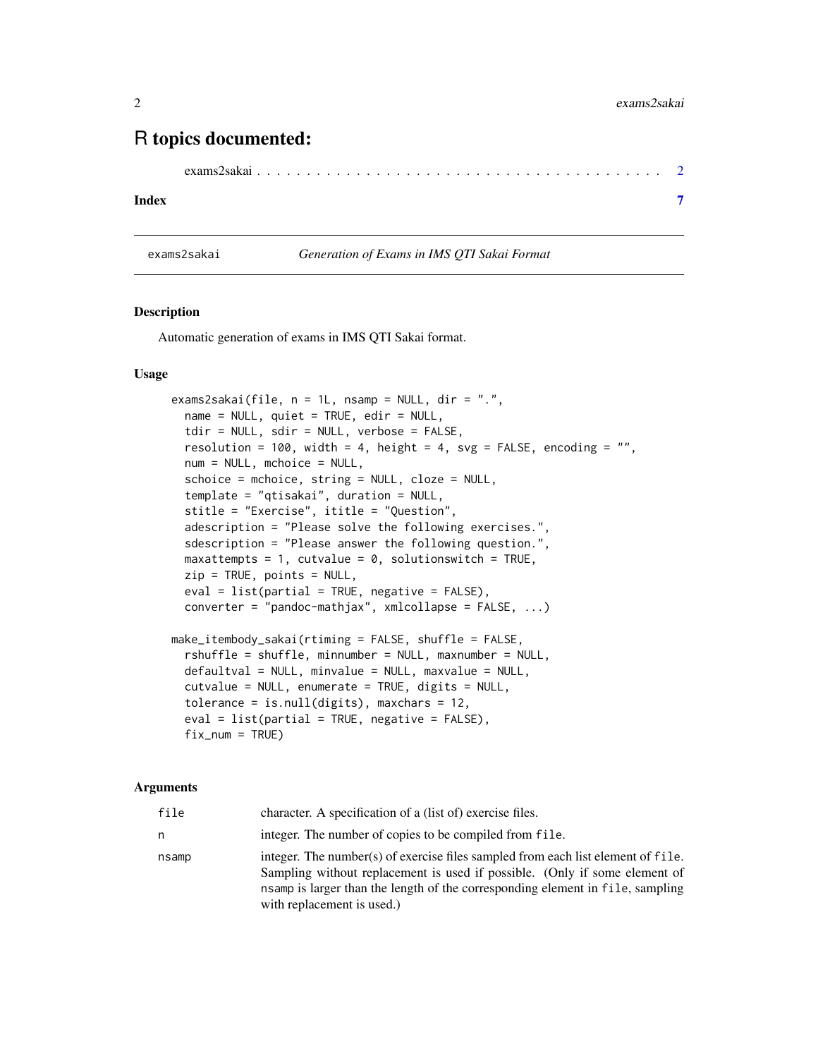# R topics documented:

exams2sakai . . . . . . . . . . . . . . . . . . . . . . . . . . . . . . . . . . . . . . . . 2

**Index** **7**

---

exams2sakai *Generation of Exams in IMS QTI Sakai Format*

---

## Description

Automatic generation of exams in IMS QTI Sakai format.

## Usage

```
exams2sakai(file, n = 1L, nsamp = NULL, dir = ".",
  name = NULL, quiet = TRUE, edir = NULL,
  tdir = NULL, sdir = NULL, verbose = FALSE,
  resolution = 100, width = 4, height = 4, svg = FALSE, encoding = "",
  num = NULL, mchoice = NULL,
  schoice = mchoice, string = NULL, cloze = NULL,
  template = "qtisakai", duration = NULL,
  stitle = "Exercise", ititle = "Question",
  adescription = "Please solve the following exercises.",
  sdescription = "Please answer the following question.",
  maxattempts = 1, cutvalue = 0, solutionswitch = TRUE,
  zip = TRUE, points = NULL,
  eval = list(partial = TRUE, negative = FALSE),
  converter = "pandoc-mathjax", xmlcollapse = FALSE, ...)

make_itembody_sakai(rtiming = FALSE, shuffle = FALSE,
  rshuffle = shuffle, minnumber = NULL, maxnumber = NULL,
  defaultval = NULL, minvalue = NULL, maxvalue = NULL,
  cutvalue = NULL, enumerate = TRUE, digits = NULL,
  tolerance = is.null(digits), maxchars = 12,
  eval = list(partial = TRUE, negative = FALSE),
  fix_num = TRUE)
```

## Arguments

| | |
|---|---|
| `file` | character. A specification of a (list of) exercise files. |
| `n` | integer. The number of copies to be compiled from `file`. |
| `nsamp` | integer. The number(s) of exercise files sampled from each list element of `file`. Sampling without replacement is used if possible. (Only if some element of `nsamp` is larger than the length of the corresponding element in `file`, sampling with replacement is used.) |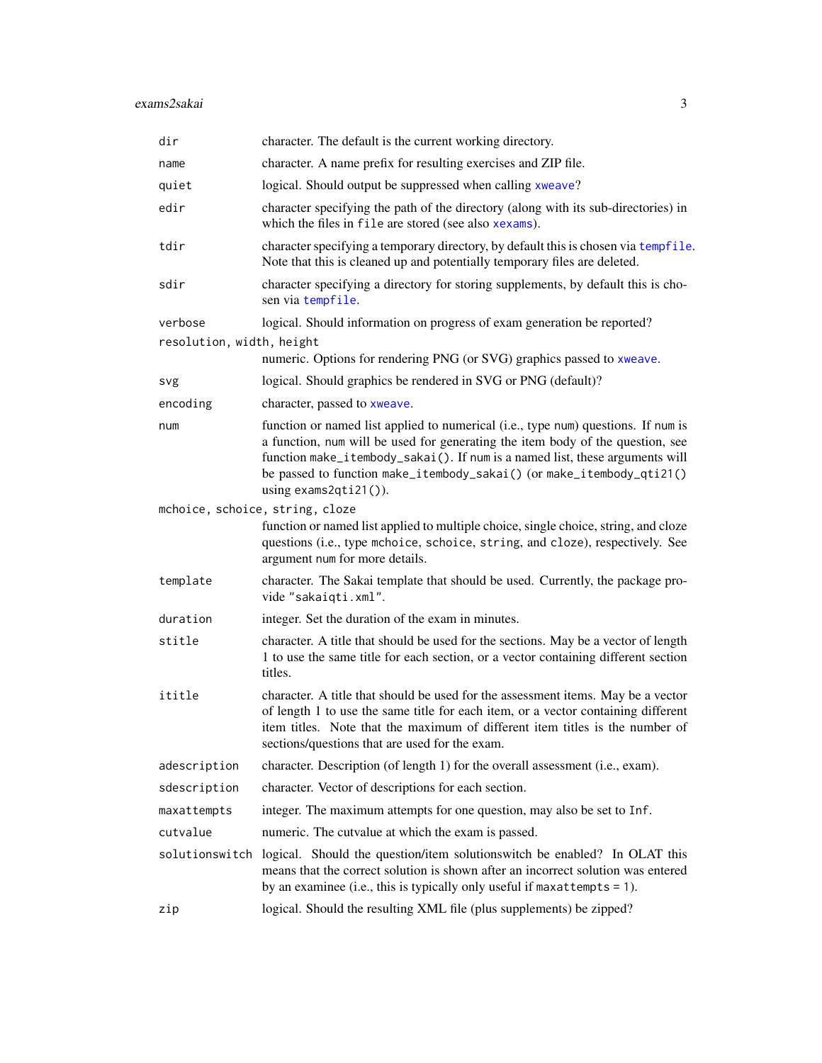| | |
|---|---|
| `dir` | character. The default is the current working directory. |
| `name` | character. A name prefix for resulting exercises and ZIP file. |
| `quiet` | logical. Should output be suppressed when calling `xweave`? |
| `edir` | character specifying the path of the directory (along with its sub-directories) in which the files in `file` are stored (see also `xexams`). |
| `tdir` | character specifying a temporary directory, by default this is chosen via `tempfile`. Note that this is cleaned up and potentially temporary files are deleted. |
| `sdir` | character specifying a directory for storing supplements, by default this is chosen via `tempfile`. |
| `verbose` | logical. Should information on progress of exam generation be reported? |
| `resolution, width, height` | numeric. Options for rendering PNG (or SVG) graphics passed to `xweave`. |
| `svg` | logical. Should graphics be rendered in SVG or PNG (default)? |
| `encoding` | character, passed to `xweave`. |
| `num` | function or named list applied to numerical (i.e., type `num`) questions. If `num` is a function, `num` will be used for generating the item body of the question, see function `make_itembody_sakai()`. If `num` is a named list, these arguments will be passed to function `make_itembody_sakai()` (or `make_itembody_qti21()` using `exams2qti21()`). |
| `mchoice, schoice, string, cloze` | function or named list applied to multiple choice, single choice, string, and cloze questions (i.e., type `mchoice`, `schoice`, `string`, and `cloze`), respectively. See argument `num` for more details. |
| `template` | character. The Sakai template that should be used. Currently, the package provide `"sakaiqti.xml"`. |
| `duration` | integer. Set the duration of the exam in minutes. |
| `stitle` | character. A title that should be used for the sections. May be a vector of length 1 to use the same title for each section, or a vector containing different section titles. |
| `ititle` | character. A title that should be used for the assessment items. May be a vector of length 1 to use the same title for each item, or a vector containing different item titles. Note that the maximum of different item titles is the number of sections/questions that are used for the exam. |
| `adescription` | character. Description (of length 1) for the overall assessment (i.e., exam). |
| `sdescription` | character. Vector of descriptions for each section. |
| `maxattempts` | integer. The maximum attempts for one question, may also be set to `Inf`. |
| `cutvalue` | numeric. The cutvalue at which the exam is passed. |
| `solutionswitch` | logical. Should the question/item solutionswitch be enabled? In OLAT this means that the correct solution is shown after an incorrect solution was entered by an examinee (i.e., this is typically only useful if `maxattempts = 1`). |
| `zip` | logical. Should the resulting XML file (plus supplements) be zipped? |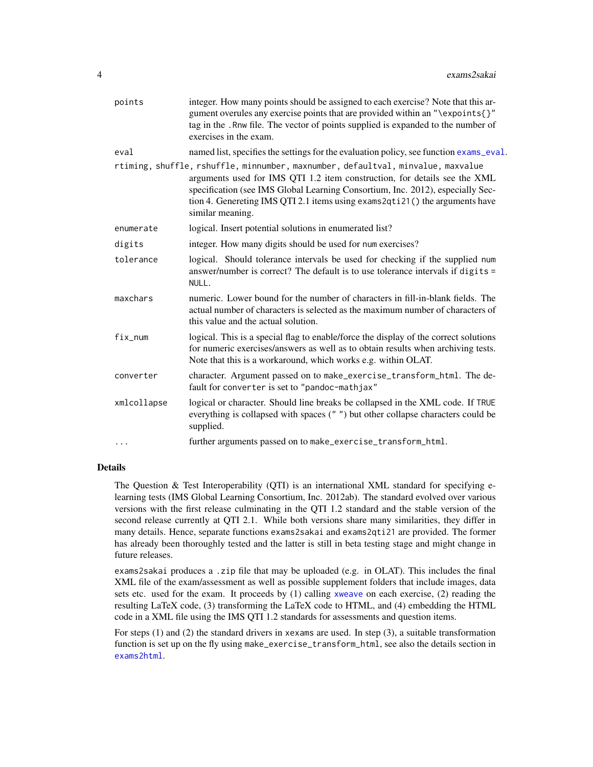| | |
|---|---|
| `points` | integer. How many points should be assigned to each exercise? Note that this argument overules any exercise points that are provided within an `"\expoints{}"` tag in the `.Rnw` file. The vector of points supplied is expanded to the number of exercises in the exam. |
| `eval` | named list, specifies the settings for the evaluation policy, see function `exams_eval`. |
| `rtiming, shuffle, rshuffle, minnumber, maxnumber, defaultval, minvalue, maxvalue` | arguments used for IMS QTI 1.2 item construction, for details see the XML specification (see IMS Global Learning Consortium, Inc. 2012), especially Section 4. Genereting IMS QTI 2.1 items using `exams2qti21()` the arguments have similar meaning. |
| `enumerate` | logical. Insert potential solutions in enumerated list? |
| `digits` | integer. How many digits should be used for `num` exercises? |
| `tolerance` | logical. Should tolerance intervals be used for checking if the supplied `num` answer/number is correct? The default is to use tolerance intervals if `digits = NULL`. |
| `maxchars` | numeric. Lower bound for the number of characters in fill-in-blank fields. The actual number of characters is selected as the maximum number of characters of this value and the actual solution. |
| `fix_num` | logical. This is a special flag to enable/force the display of the correct solutions for numeric exercises/answers as well as to obtain results when archiving tests. Note that this is a workaround, which works e.g. within OLAT. |
| `converter` | character. Argument passed on to `make_exercise_transform_html`. The default for `converter` is set to `"pandoc-mathjax"` |
| `xmlcollapse` | logical or character. Should line breaks be collapsed in the XML code. If `TRUE` everything is collapsed with spaces (`" "`) but other collapse characters could be supplied. |
| `...` | further arguments passed on to `make_exercise_transform_html`. |

## Details

The Question & Test Interoperability (QTI) is an international XML standard for specifying e-learning tests (IMS Global Learning Consortium, Inc. 2012ab). The standard evolved over various versions with the first release culminating in the QTI 1.2 standard and the stable version of the second release currently at QTI 2.1. While both versions share many similarities, they differ in many details. Hence, separate functions `exams2sakai` and `exams2qti21` are provided. The former has already been thoroughly tested and the latter is still in beta testing stage and might change in future releases.

`exams2sakai` produces a `.zip` file that may be uploaded (e.g. in OLAT). This includes the final XML file of the exam/assessment as well as possible supplement folders that include images, data sets etc. used for the exam. It proceeds by (1) calling `xweave` on each exercise, (2) reading the resulting LaTeX code, (3) transforming the LaTeX code to HTML, and (4) embedding the HTML code in a XML file using the IMS QTI 1.2 standards for assessments and question items.

For steps (1) and (2) the standard drivers in `xexams` are used. In step (3), a suitable transformation function is set up on the fly using `make_exercise_transform_html`, see also the details section in `exams2html`.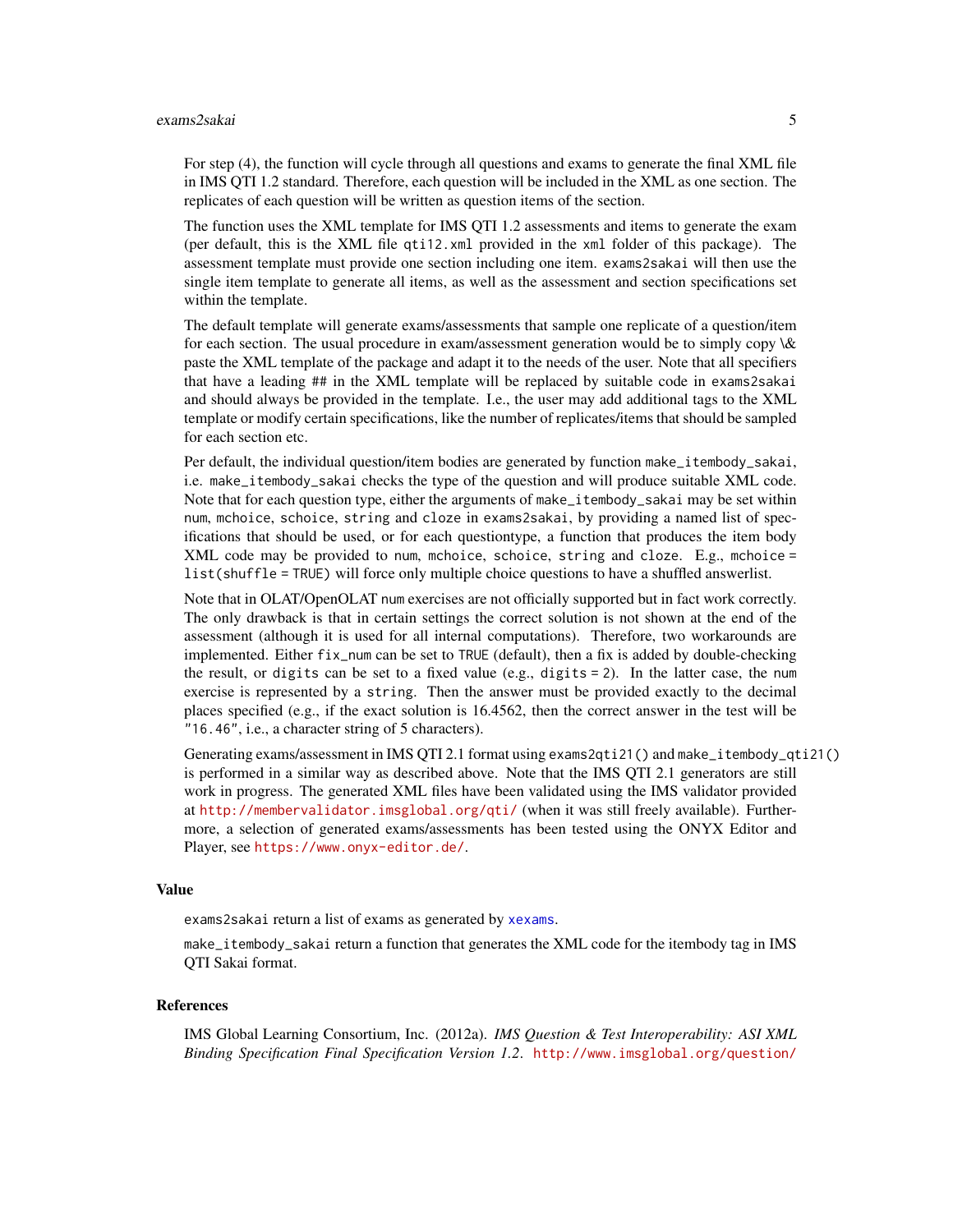For step (4), the function will cycle through all questions and exams to generate the final XML file in IMS QTI 1.2 standard. Therefore, each question will be included in the XML as one section. The replicates of each question will be written as question items of the section.

The function uses the XML template for IMS QTI 1.2 assessments and items to generate the exam (per default, this is the XML file `qti12.xml` provided in the `xml` folder of this package). The assessment template must provide one section including one item. `exams2sakai` will then use the single item template to generate all items, as well as the assessment and section specifications set within the template.

The default template will generate exams/assessments that sample one replicate of a question/item for each section. The usual procedure in exam/assessment generation would be to simply copy \& paste the XML template of the package and adapt it to the needs of the user. Note that all specifiers that have a leading `##` in the XML template will be replaced by suitable code in `exams2sakai` and should always be provided in the template. I.e., the user may add additional tags to the XML template or modify certain specifications, like the number of replicates/items that should be sampled for each section etc.

Per default, the individual question/item bodies are generated by function `make_itembody_sakai`, i.e. `make_itembody_sakai` checks the type of the question and will produce suitable XML code. Note that for each question type, either the arguments of `make_itembody_sakai` may be set within `num`, `mchoice`, `schoice`, `string` and `cloze` in `exams2sakai`, by providing a named list of specifications that should be used, or for each questiontype, a function that produces the item body XML code may be provided to `num`, `mchoice`, `schoice`, `string` and `cloze`. E.g., `mchoice = list(shuffle = TRUE)` will force only multiple choice questions to have a shuffled answerlist.

Note that in OLAT/OpenOLAT `num` exercises are not officially supported but in fact work correctly. The only drawback is that in certain settings the correct solution is not shown at the end of the assessment (although it is used for all internal computations). Therefore, two workarounds are implemented. Either `fix_num` can be set to `TRUE` (default), then a fix is added by double-checking the result, or `digits` can be set to a fixed value (e.g., `digits = 2`). In the latter case, the `num` exercise is represented by a `string`. Then the answer must be provided exactly to the decimal places specified (e.g., if the exact solution is 16.4562, then the correct answer in the test will be `"16.46"`, i.e., a character string of 5 characters).

Generating exams/assessment in IMS QTI 2.1 format using `exams2qti21()` and `make_itembody_qti21()` is performed in a similar way as described above. Note that the IMS QTI 2.1 generators are still work in progress. The generated XML files have been validated using the IMS validator provided at http://membervalidator.imsglobal.org/qti/ (when it was still freely available). Furthermore, a selection of generated exams/assessments has been tested using the ONYX Editor and Player, see https://www.onyx-editor.de/.

## Value

`exams2sakai` return a list of exams as generated by `xexams`.

`make_itembody_sakai` return a function that generates the XML code for the itembody tag in IMS QTI Sakai format.

## References

IMS Global Learning Consortium, Inc. (2012a). *IMS Question & Test Interoperability: ASI XML Binding Specification Final Specification Version 1.2*. http://www.imsglobal.org/question/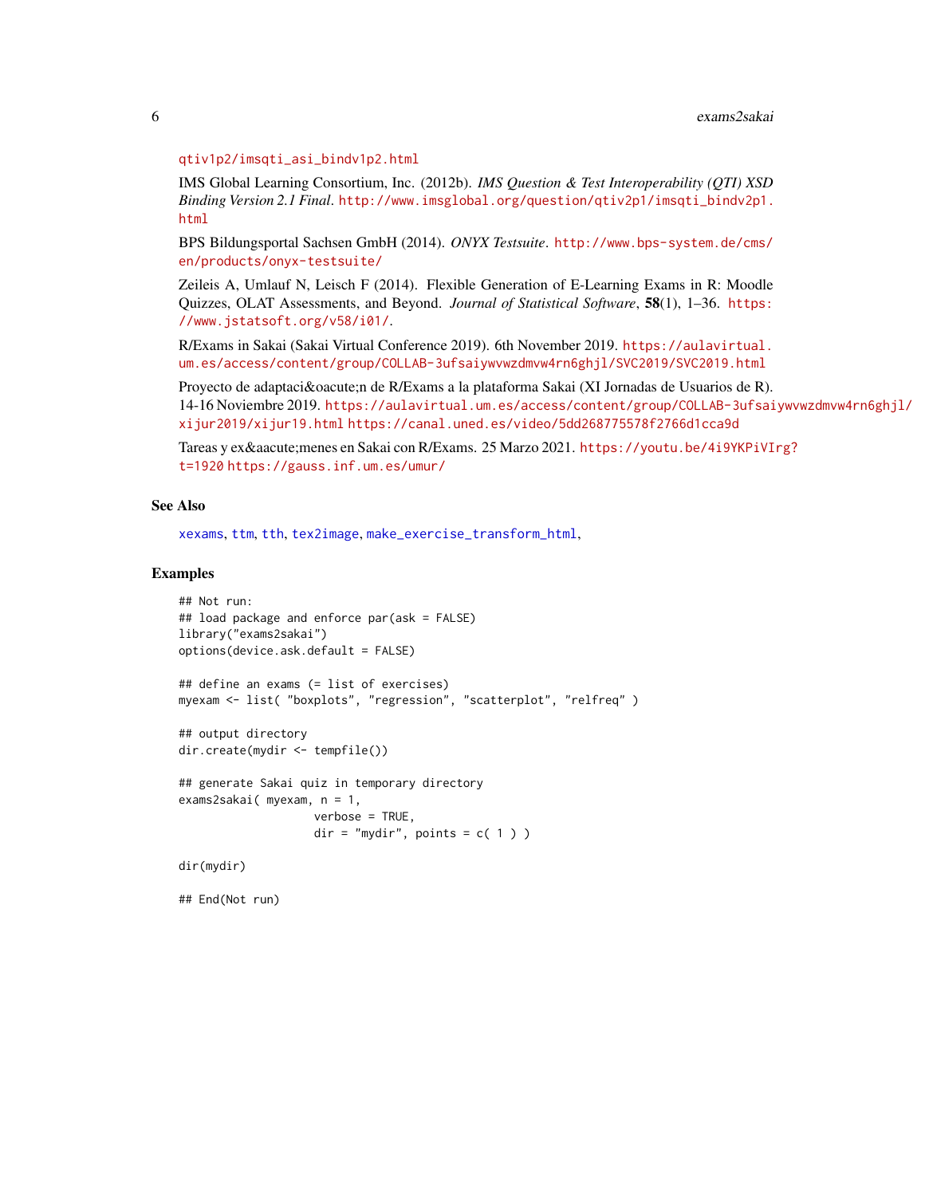qtiv1p2/imsqti_asi_bindv1p2.html

IMS Global Learning Consortium, Inc. (2012b). *IMS Question & Test Interoperability (QTI) XSD Binding Version 2.1 Final*. http://www.imsglobal.org/question/qtiv2p1/imsqti_bindv2p1.html

BPS Bildungsportal Sachsen GmbH (2014). *ONYX Testsuite*. http://www.bps-system.de/cms/en/products/onyx-testsuite/

Zeileis A, Umlauf N, Leisch F (2014). Flexible Generation of E-Learning Exams in R: Moodle Quizzes, OLAT Assessments, and Beyond. *Journal of Statistical Software*, **58**(1), 1–36. https://www.jstatsoft.org/v58/i01/.

R/Exams in Sakai (Sakai Virtual Conference 2019). 6th November 2019. https://aulavirtual.um.es/access/content/group/COLLAB-3ufsaiywvwzdmvw4rn6ghjl/SVC2019/SVC2019.html

Proyecto de adaptaci&oacute;n de R/Exams a la plataforma Sakai (XI Jornadas de Usuarios de R). 14-16 Noviembre 2019. https://aulavirtual.um.es/access/content/group/COLLAB-3ufsaiywvwzdmvw4rn6ghjl/xijur2019/xijur19.html https://canal.uned.es/video/5dd268775578f2766d1cca9d

Tareas y ex&aacute;menes en Sakai con R/Exams. 25 Marzo 2021. https://youtu.be/4i9YKPiVIrg?t=1920 https://gauss.inf.um.es/umur/

## See Also

xexams, ttm, tth, tex2image, make_exercise_transform_html,

## Examples

```
## Not run:
## load package and enforce par(ask = FALSE)
library("exams2sakai")
options(device.ask.default = FALSE)

## define an exams (= list of exercises)
myexam <- list( "boxplots", "regression", "scatterplot", "relfreq" )

## output directory
dir.create(mydir <- tempfile())

## generate Sakai quiz in temporary directory
exams2sakai( myexam, n = 1,
                    verbose = TRUE,
                    dir = "mydir", points = c( 1 ) )

dir(mydir)

## End(Not run)
```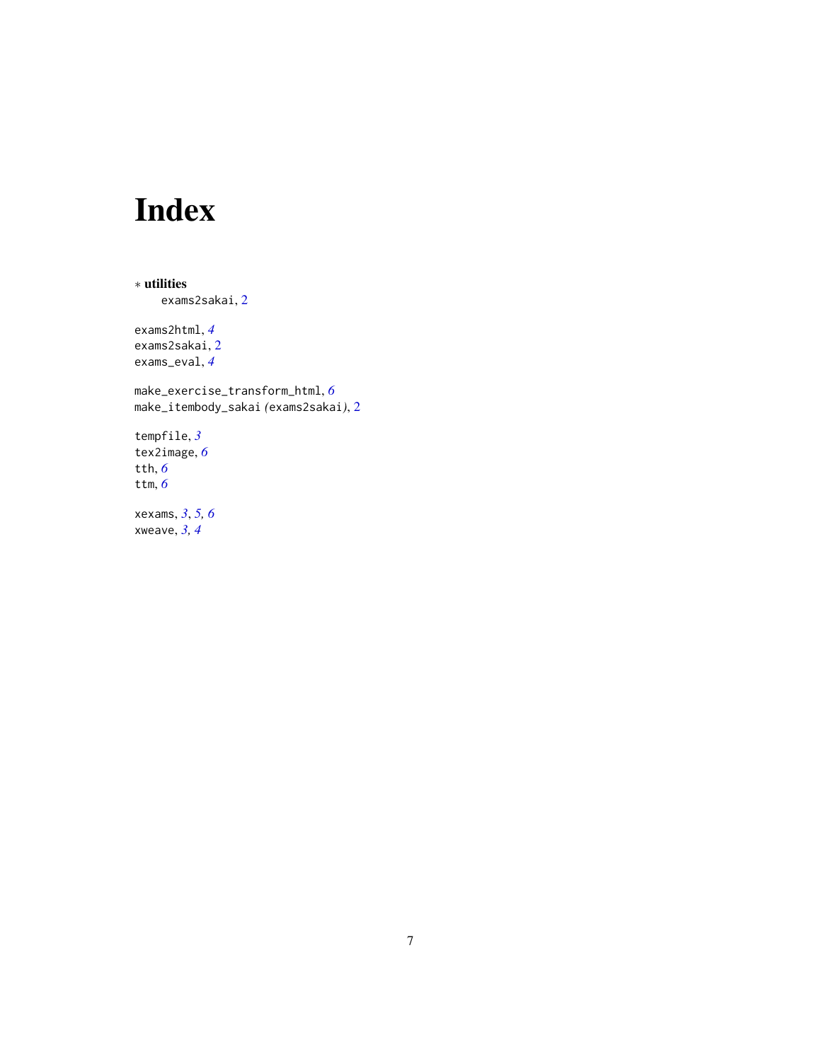# Index

∗ **utilities**
    exams2sakai, 2

exams2html, *4*
exams2sakai, 2
exams_eval, *4*

make_exercise_transform_html, *6*
make_itembody_sakai *(*exams2sakai*)*, 2

tempfile, *3*
tex2image, *6*
tth, *6*
ttm, *6*

xexams, *3*, *5, 6*
xweave, *3, 4*